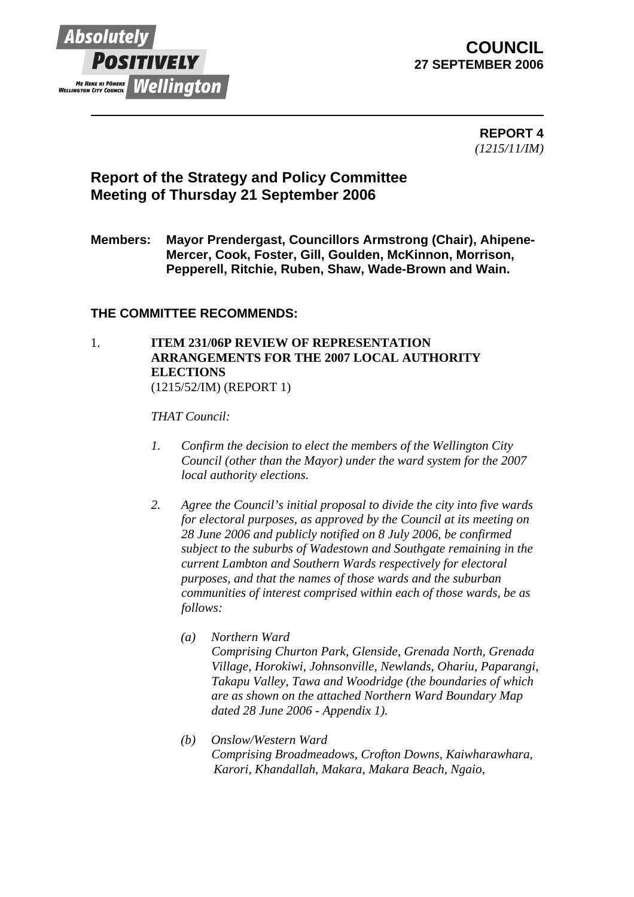Absolutely **POSITIVELY** Wellington
ME HEKE KI PŌNEKE
WELLINGTON CITY COUNCIL

**COUNCIL**
**27 SEPTEMBER 2006**

---

**REPORT 4**
*(1215/11/IM)*

## Report of the Strategy and Policy Committee Meeting of Thursday 21 September 2006

**Members: Mayor Prendergast, Councillors Armstrong (Chair), Ahipene-Mercer, Cook, Foster, Gill, Goulden, McKinnon, Morrison, Pepperell, Ritchie, Ruben, Shaw, Wade-Brown and Wain.**

### THE COMMITTEE RECOMMENDS:

1. **ITEM 231/06P REVIEW OF REPRESENTATION ARRANGEMENTS FOR THE 2007 LOCAL AUTHORITY ELECTIONS**
(1215/52/IM) (REPORT 1)

*THAT Council:*

1. *Confirm the decision to elect the members of the Wellington City Council (other than the Mayor) under the ward system for the 2007 local authority elections.*

2. *Agree the Council's initial proposal to divide the city into five wards for electoral purposes, as approved by the Council at its meeting on 28 June 2006 and publicly notified on 8 July 2006, be confirmed subject to the suburbs of Wadestown and Southgate remaining in the current Lambton and Southern Wards respectively for electoral purposes, and that the names of those wards and the suburban communities of interest comprised within each of those wards, be as follows:*

   *(a) Northern Ward*
   *Comprising Churton Park, Glenside, Grenada North, Grenada Village, Horokiwi, Johnsonville, Newlands, Ohariu, Paparangi, Takapu Valley, Tawa and Woodridge (the boundaries of which are as shown on the attached Northern Ward Boundary Map dated 28 June 2006 - Appendix 1).*

   *(b) Onslow/Western Ward*
   *Comprising Broadmeadows, Crofton Downs, Kaiwharawhara, Karori, Khandallah, Makara, Makara Beach, Ngaio,*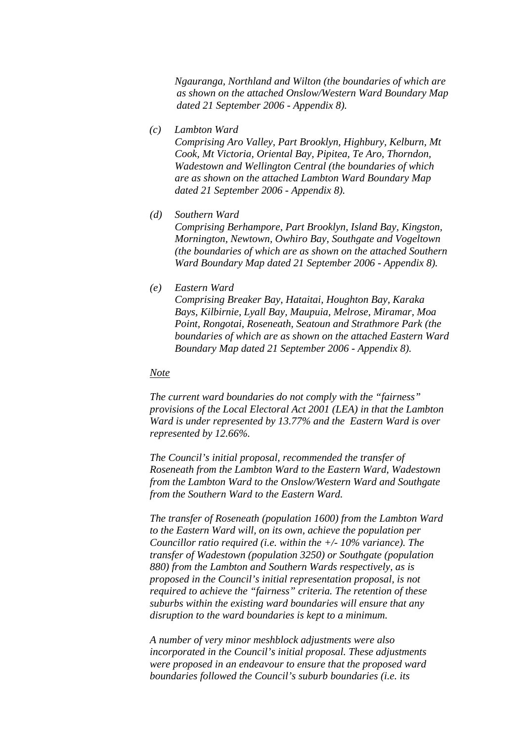*Ngauranga, Northland and Wilton (the boundaries of which are as shown on the attached Onslow/Western Ward Boundary Map dated 21 September 2006 - Appendix 8).*

*(c) Lambton Ward*
*Comprising Aro Valley, Part Brooklyn, Highbury, Kelburn, Mt Cook, Mt Victoria, Oriental Bay, Pipitea, Te Aro, Thorndon, Wadestown and Wellington Central (the boundaries of which are as shown on the attached Lambton Ward Boundary Map dated 21 September 2006 - Appendix 8).*

*(d) Southern Ward*
*Comprising Berhampore, Part Brooklyn, Island Bay, Kingston, Mornington, Newtown, Owhiro Bay, Southgate and Vogeltown (the boundaries of which are as shown on the attached Southern Ward Boundary Map dated 21 September 2006 - Appendix 8).*

*(e) Eastern Ward*
*Comprising Breaker Bay, Hataitai, Houghton Bay, Karaka Bays, Kilbirnie, Lyall Bay, Maupuia, Melrose, Miramar, Moa Point, Rongotai, Roseneath, Seatoun and Strathmore Park (the boundaries of which are as shown on the attached Eastern Ward Boundary Map dated 21 September 2006 - Appendix 8).*

*<u>Note</u>*

*The current ward boundaries do not comply with the "fairness" provisions of the Local Electoral Act 2001 (LEA) in that the Lambton Ward is under represented by 13.77% and the Eastern Ward is over represented by 12.66%.*

*The Council's initial proposal, recommended the transfer of Roseneath from the Lambton Ward to the Eastern Ward, Wadestown from the Lambton Ward to the Onslow/Western Ward and Southgate from the Southern Ward to the Eastern Ward.*

*The transfer of Roseneath (population 1600) from the Lambton Ward to the Eastern Ward will, on its own, achieve the population per Councillor ratio required (i.e. within the +/- 10% variance). The transfer of Wadestown (population 3250) or Southgate (population 880) from the Lambton and Southern Wards respectively, as is proposed in the Council's initial representation proposal, is not required to achieve the "fairness" criteria. The retention of these suburbs within the existing ward boundaries will ensure that any disruption to the ward boundaries is kept to a minimum.*

*A number of very minor meshblock adjustments were also incorporated in the Council's initial proposal. These adjustments were proposed in an endeavour to ensure that the proposed ward boundaries followed the Council's suburb boundaries (i.e. its*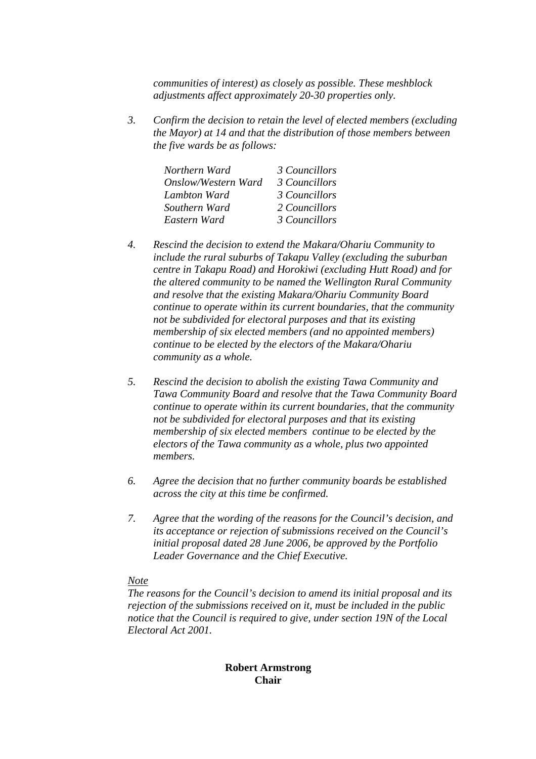*communities of interest) as closely as possible. These meshblock adjustments affect approximately 20-30 properties only.*

3. *Confirm the decision to retain the level of elected members (excluding the Mayor) at 14 and that the distribution of those members between the five wards be as follows:*

| | |
|---|---|
| *Northern Ward* | *3 Councillors* |
| *Onslow/Western Ward* | *3 Councillors* |
| *Lambton Ward* | *3 Councillors* |
| *Southern Ward* | *2 Councillors* |
| *Eastern Ward* | *3 Councillors* |

4. *Rescind the decision to extend the Makara/Ohariu Community to include the rural suburbs of Takapu Valley (excluding the suburban centre in Takapu Road) and Horokiwi (excluding Hutt Road) and for the altered community to be named the Wellington Rural Community and resolve that the existing Makara/Ohariu Community Board continue to operate within its current boundaries, that the community not be subdivided for electoral purposes and that its existing membership of six elected members (and no appointed members) continue to be elected by the electors of the Makara/Ohariu community as a whole.*

5. *Rescind the decision to abolish the existing Tawa Community and Tawa Community Board and resolve that the Tawa Community Board continue to operate within its current boundaries, that the community not be subdivided for electoral purposes and that its existing membership of six elected members continue to be elected by the electors of the Tawa community as a whole, plus two appointed members.*

6. *Agree the decision that no further community boards be established across the city at this time be confirmed.*

7. *Agree that the wording of the reasons for the Council's decision, and its acceptance or rejection of submissions received on the Council's initial proposal dated 28 June 2006, be approved by the Portfolio Leader Governance and the Chief Executive.*

*Note*
*The reasons for the Council's decision to amend its initial proposal and its rejection of the submissions received on it, must be included in the public notice that the Council is required to give, under section 19N of the Local Electoral Act 2001.*

**Robert Armstrong**
**Chair**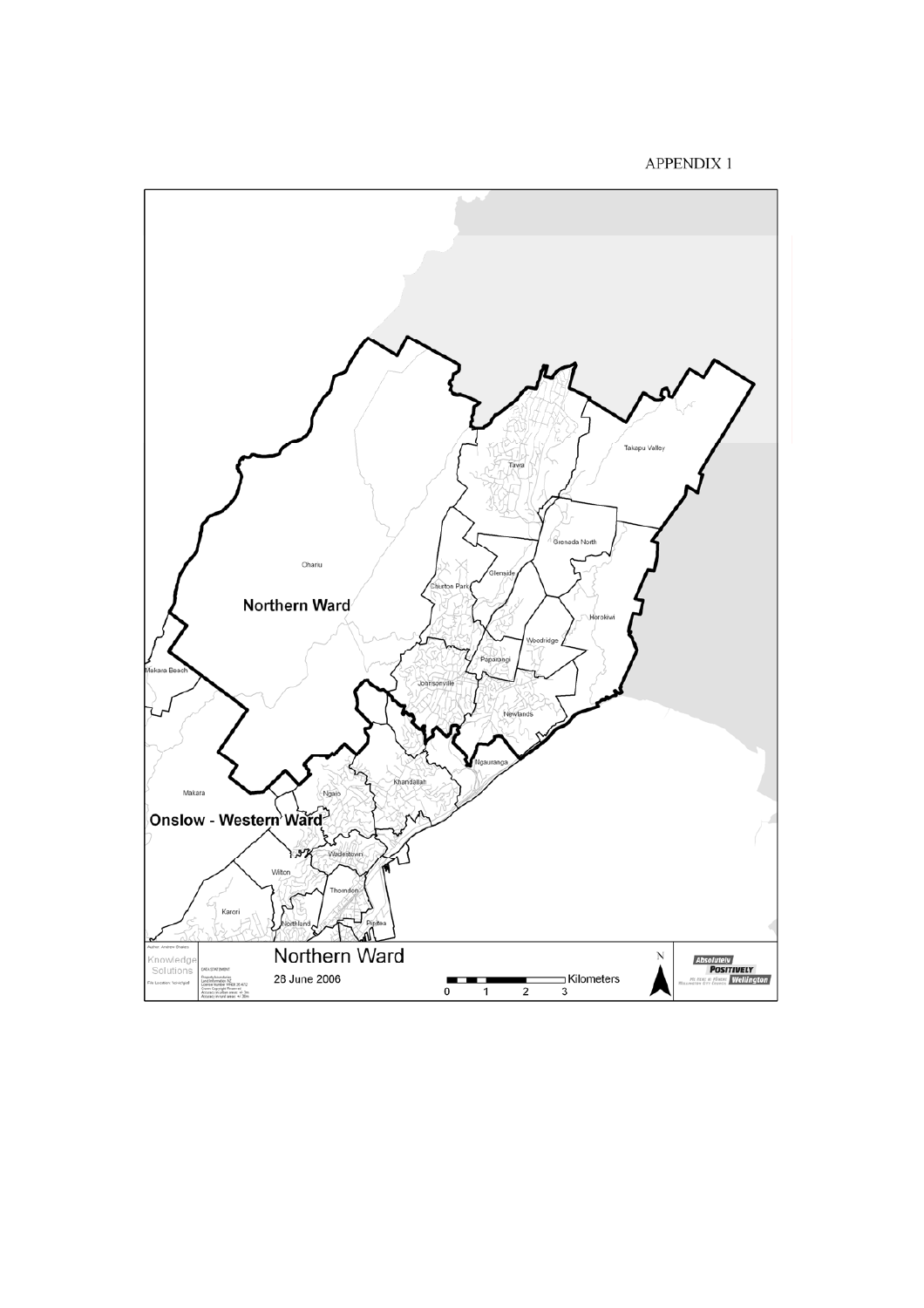APPENDIX 1

Northern Ward

Onslow - Western Ward

Takapu Valley

Tawa

Grenada North

Ohariu

Glenside

Churton Park

Horokiwi

Woodridge

Paparangi

Makara Beach

Johnsonville

Newlands

Ngauranga

Khandallah

Makara

Ngaio

Wadestown

Wilton

Thorndon

Karori

Northland

Pipitea

Northern Ward

28 June 2006

0 1 2 3 Kilometers

N

Absolutely POSITIVELY Wellington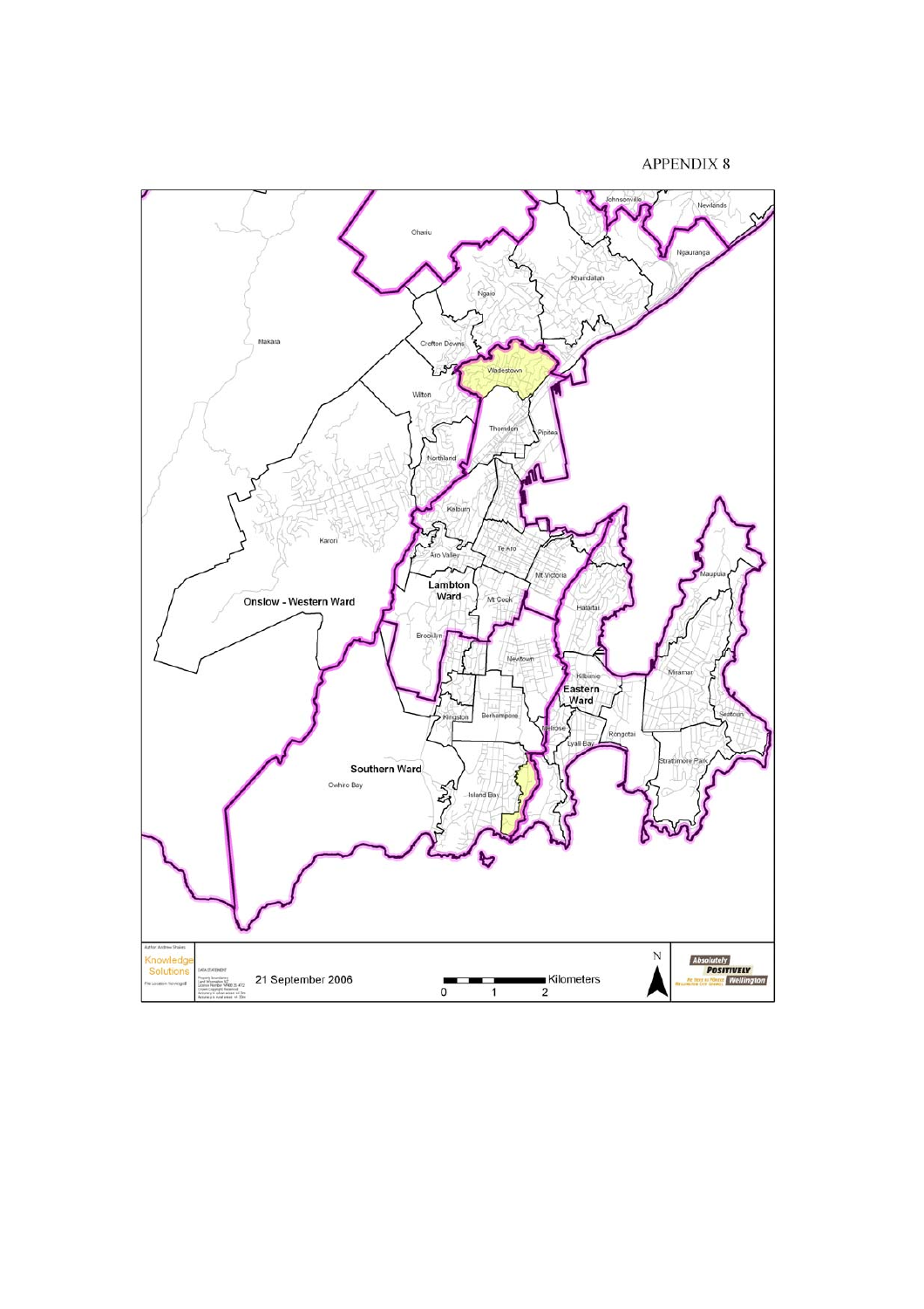APPENDIX 8

Johnsonville
Newlands
Ohariu
Ngauranga
Khandallah
Ngaio
Makara
Crofton Downs
Wadestown
Wilton
Thorndon
Pipitea
Northland
Kelburn
Karori
Aro Valley
Te Aro
Mt Victoria
Maupuia
Lambton Ward
Onslow - Western Ward
Mt Cook
Hataitai
Brooklyn
Newtown
Miramar
Kilbirnie
Eastern Ward
Kingston
Berhampore
Seatoun
Melrose
Rongotai
Lyall Bay
Southern Ward
Strathmore Park
Owhiro Bay
Island Bay

Author: Andrew Shakes
Knowledge Solutions
File Location: \\civic\gis\

DATA STATEMENT

21 September 2006

0 1 2 Kilometers

N

Absolutely POSITIVELY Wellington